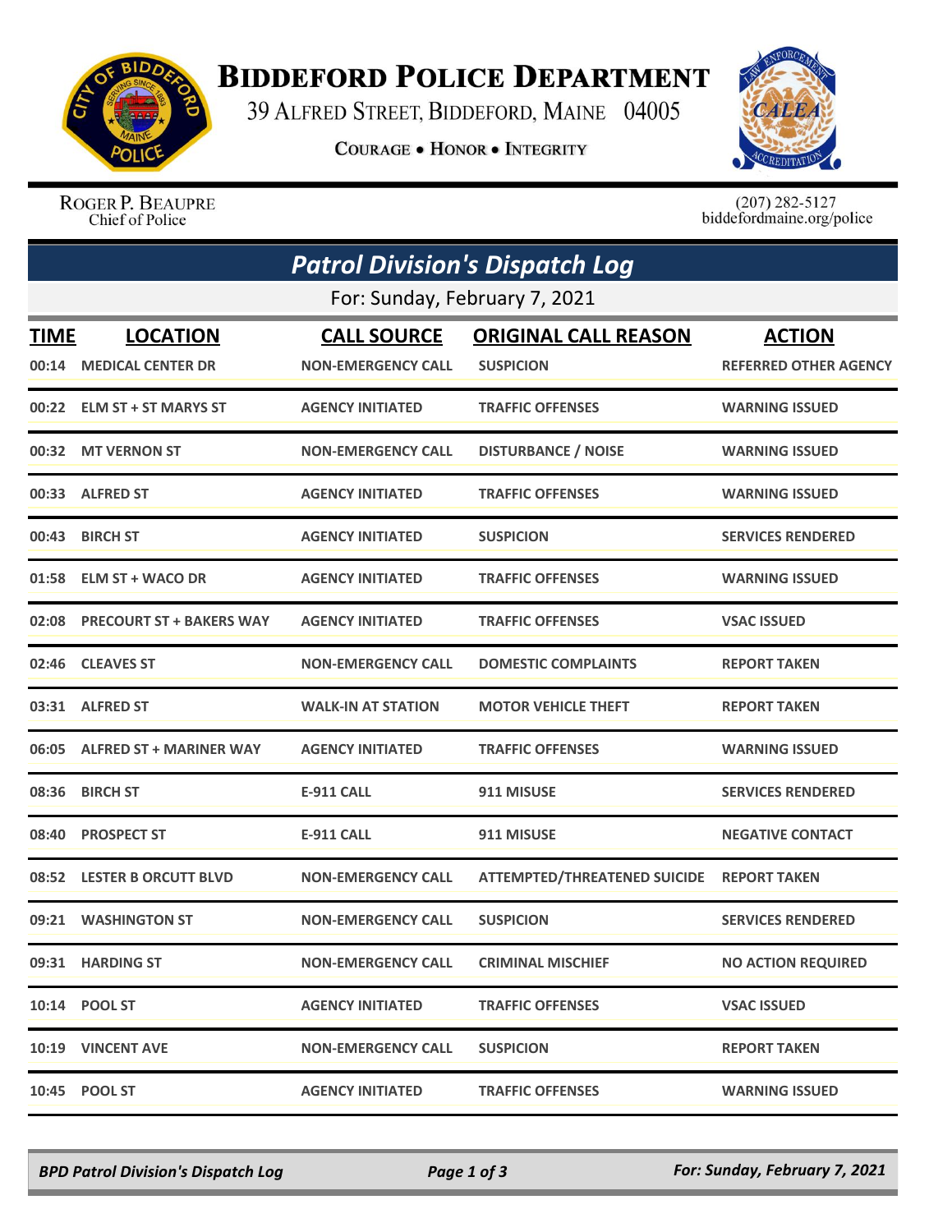# Biddeford Police Department

39 Alfred Street, Biddeford, Maine 04005

Courage • Honor • Integrity

Roger P. Beaupre
Chief of Police

(207) 282-5127
biddefordmaine.org/police

## Patrol Division's Dispatch Log

For: Sunday, February 7, 2021

| TIME | LOCATION | CALL SOURCE | ORIGINAL CALL REASON | ACTION |
|---|---|---|---|---|
| 00:14 | MEDICAL CENTER DR | NON-EMERGENCY CALL | SUSPICION | REFERRED OTHER AGENCY |
| 00:22 | ELM ST + ST MARYS ST | AGENCY INITIATED | TRAFFIC OFFENSES | WARNING ISSUED |
| 00:32 | MT VERNON ST | NON-EMERGENCY CALL | DISTURBANCE / NOISE | WARNING ISSUED |
| 00:33 | ALFRED ST | AGENCY INITIATED | TRAFFIC OFFENSES | WARNING ISSUED |
| 00:43 | BIRCH ST | AGENCY INITIATED | SUSPICION | SERVICES RENDERED |
| 01:58 | ELM ST + WACO DR | AGENCY INITIATED | TRAFFIC OFFENSES | WARNING ISSUED |
| 02:08 | PRECOURT ST + BAKERS WAY | AGENCY INITIATED | TRAFFIC OFFENSES | VSAC ISSUED |
| 02:46 | CLEAVES ST | NON-EMERGENCY CALL | DOMESTIC COMPLAINTS | REPORT TAKEN |
| 03:31 | ALFRED ST | WALK-IN AT STATION | MOTOR VEHICLE THEFT | REPORT TAKEN |
| 06:05 | ALFRED ST + MARINER WAY | AGENCY INITIATED | TRAFFIC OFFENSES | WARNING ISSUED |
| 08:36 | BIRCH ST | E-911 CALL | 911 MISUSE | SERVICES RENDERED |
| 08:40 | PROSPECT ST | E-911 CALL | 911 MISUSE | NEGATIVE CONTACT |
| 08:52 | LESTER B ORCUTT BLVD | NON-EMERGENCY CALL | ATTEMPTED/THREATENED SUICIDE | REPORT TAKEN |
| 09:21 | WASHINGTON ST | NON-EMERGENCY CALL | SUSPICION | SERVICES RENDERED |
| 09:31 | HARDING ST | NON-EMERGENCY CALL | CRIMINAL MISCHIEF | NO ACTION REQUIRED |
| 10:14 | POOL ST | AGENCY INITIATED | TRAFFIC OFFENSES | VSAC ISSUED |
| 10:19 | VINCENT AVE | NON-EMERGENCY CALL | SUSPICION | REPORT TAKEN |
| 10:45 | POOL ST | AGENCY INITIATED | TRAFFIC OFFENSES | WARNING ISSUED |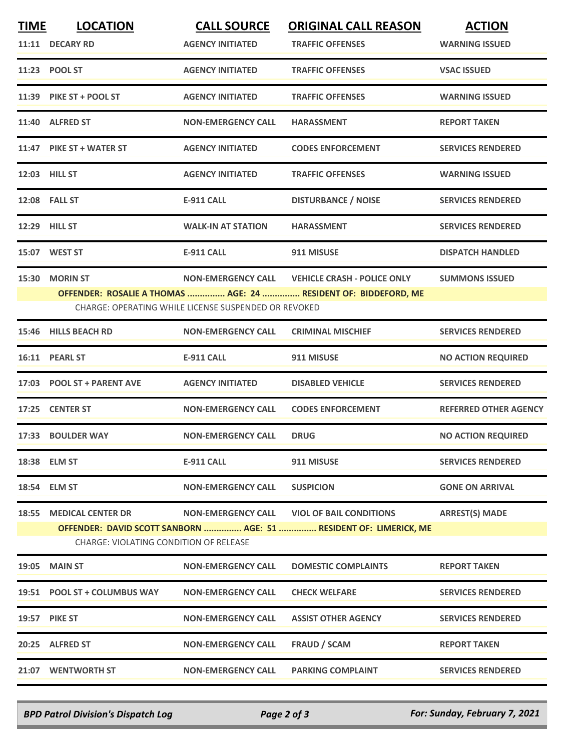| TIME | LOCATION | CALL SOURCE | ORIGINAL CALL REASON | ACTION |
| --- | --- | --- | --- | --- |
| 11:11 | DECARY RD | AGENCY INITIATED | TRAFFIC OFFENSES | WARNING ISSUED |
| 11:23 | POOL ST | AGENCY INITIATED | TRAFFIC OFFENSES | VSAC ISSUED |
| 11:39 | PIKE ST + POOL ST | AGENCY INITIATED | TRAFFIC OFFENSES | WARNING ISSUED |
| 11:40 | ALFRED ST | NON-EMERGENCY CALL | HARASSMENT | REPORT TAKEN |
| 11:47 | PIKE ST + WATER ST | AGENCY INITIATED | CODES ENFORCEMENT | SERVICES RENDERED |
| 12:03 | HILL ST | AGENCY INITIATED | TRAFFIC OFFENSES | WARNING ISSUED |
| 12:08 | FALL ST | E-911 CALL | DISTURBANCE / NOISE | SERVICES RENDERED |
| 12:29 | HILL ST | WALK-IN AT STATION | HARASSMENT | SERVICES RENDERED |
| 15:07 | WEST ST | E-911 CALL | 911 MISUSE | DISPATCH HANDLED |
| 15:30 | MORIN ST | NON-EMERGENCY CALL | VEHICLE CRASH - POLICE ONLY | SUMMONS ISSUED |
| | OFFENDER: ROSALIE A THOMAS ............... AGE: 24 ............... RESIDENT OF: BIDDEFORD, ME | | | |
| | CHARGE: OPERATING WHILE LICENSE SUSPENDED OR REVOKED | | | |
| 15:46 | HILLS BEACH RD | NON-EMERGENCY CALL | CRIMINAL MISCHIEF | SERVICES RENDERED |
| 16:11 | PEARL ST | E-911 CALL | 911 MISUSE | NO ACTION REQUIRED |
| 17:03 | POOL ST + PARENT AVE | AGENCY INITIATED | DISABLED VEHICLE | SERVICES RENDERED |
| 17:25 | CENTER ST | NON-EMERGENCY CALL | CODES ENFORCEMENT | REFERRED OTHER AGENCY |
| 17:33 | BOULDER WAY | NON-EMERGENCY CALL | DRUG | NO ACTION REQUIRED |
| 18:38 | ELM ST | E-911 CALL | 911 MISUSE | SERVICES RENDERED |
| 18:54 | ELM ST | NON-EMERGENCY CALL | SUSPICION | GONE ON ARRIVAL |
| 18:55 | MEDICAL CENTER DR | NON-EMERGENCY CALL | VIOL OF BAIL CONDITIONS | ARREST(S) MADE |
| | OFFENDER: DAVID SCOTT SANBORN ............... AGE: 51 ............... RESIDENT OF: LIMERICK, ME | | | |
| | CHARGE: VIOLATING CONDITION OF RELEASE | | | |
| 19:05 | MAIN ST | NON-EMERGENCY CALL | DOMESTIC COMPLAINTS | REPORT TAKEN |
| 19:51 | POOL ST + COLUMBUS WAY | NON-EMERGENCY CALL | CHECK WELFARE | SERVICES RENDERED |
| 19:57 | PIKE ST | NON-EMERGENCY CALL | ASSIST OTHER AGENCY | SERVICES RENDERED |
| 20:25 | ALFRED ST | NON-EMERGENCY CALL | FRAUD / SCAM | REPORT TAKEN |
| 21:07 | WENTWORTH ST | NON-EMERGENCY CALL | PARKING COMPLAINT | SERVICES RENDERED |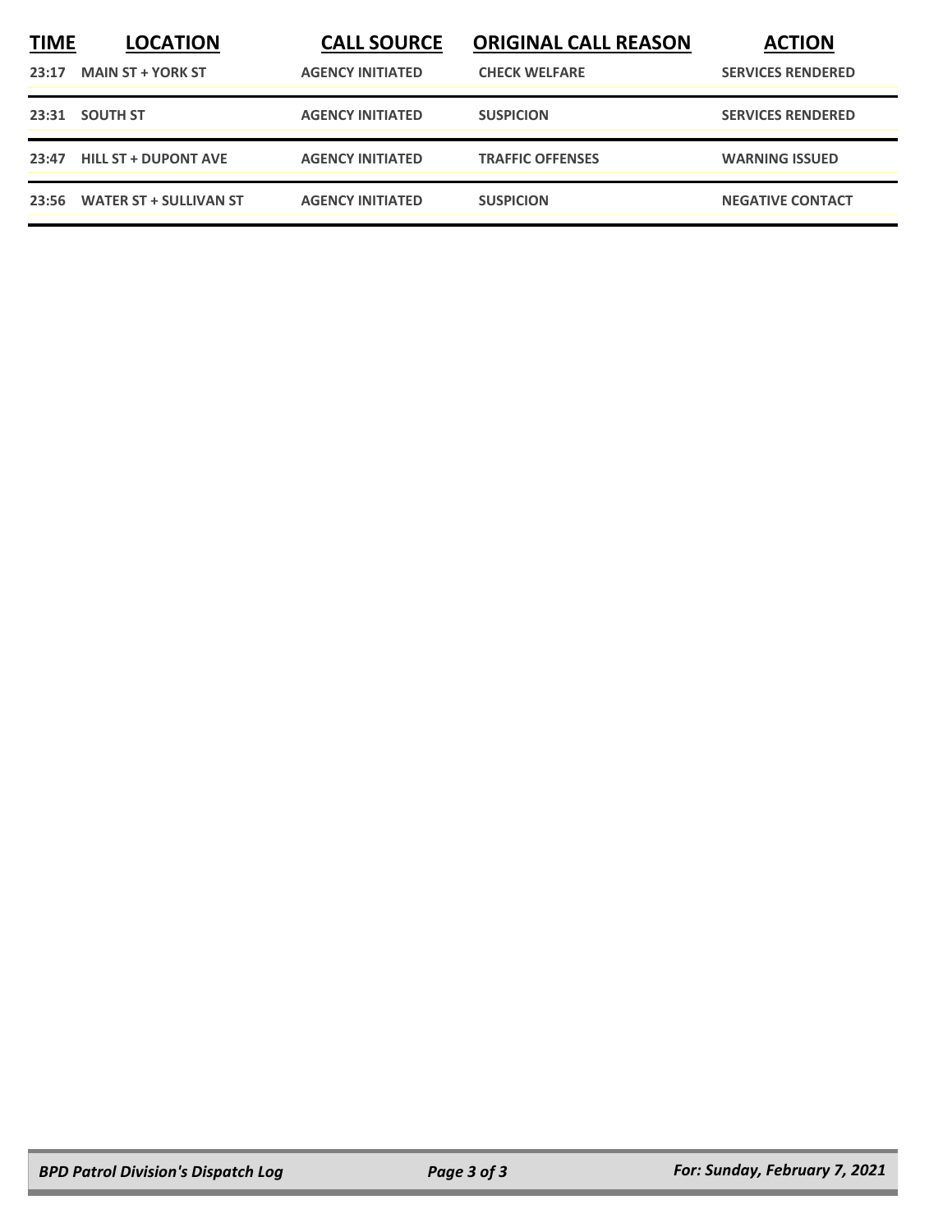| TIME | LOCATION | CALL SOURCE | ORIGINAL CALL REASON | ACTION |
| --- | --- | --- | --- | --- |
| 23:17 | MAIN ST + YORK ST | AGENCY INITIATED | CHECK WELFARE | SERVICES RENDERED |
| 23:31 | SOUTH ST | AGENCY INITIATED | SUSPICION | SERVICES RENDERED |
| 23:47 | HILL ST + DUPONT AVE | AGENCY INITIATED | TRAFFIC OFFENSES | WARNING ISSUED |
| 23:56 | WATER ST + SULLIVAN ST | AGENCY INITIATED | SUSPICION | NEGATIVE CONTACT |